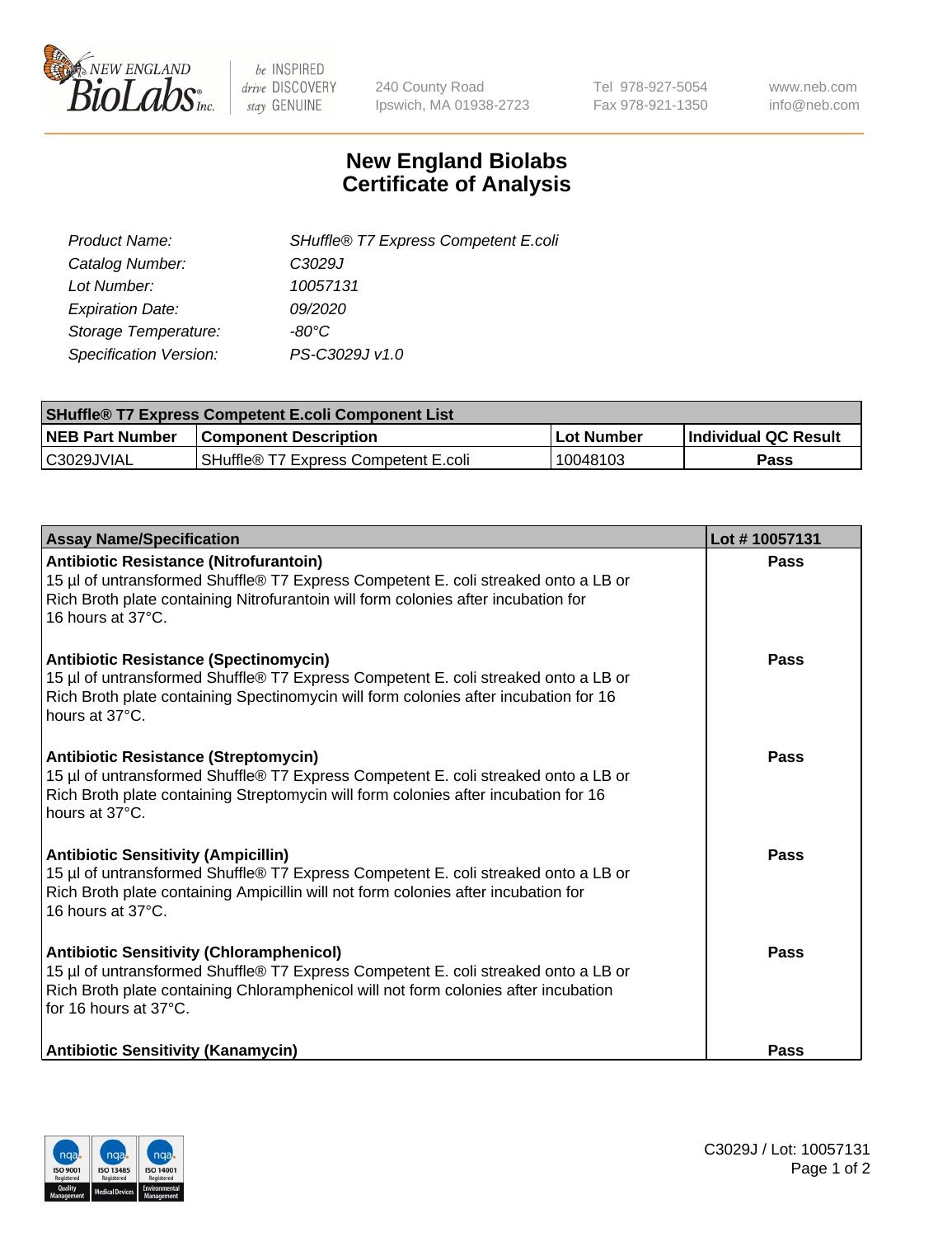# New England Biolabs Certificate of Analysis

| | |
|---|---|
| *Product Name:* | *SHuffle® T7 Express Competent E.coli* |
| *Catalog Number:* | *C3029J* |
| *Lot Number:* | *10057131* |
| *Expiration Date:* | *09/2020* |
| *Storage Temperature:* | *-80°C* |
| *Specification Version:* | *PS-C3029J v1.0* |

| SHuffle® T7 Express Competent E.coli Component List | | | |
|---|---|---|---|
| **NEB Part Number** | **Component Description** | **Lot Number** | **Individual QC Result** |
| C3029JVIAL | SHuffle® T7 Express Competent E.coli | 10048103 | **Pass** |

| Assay Name/Specification | Lot # 10057131 |
|---|---|
| **Antibiotic Resistance (Nitrofurantoin)**<br>15 µl of untransformed Shuffle® T7 Express Competent E. coli streaked onto a LB or Rich Broth plate containing Nitrofurantoin will form colonies after incubation for 16 hours at 37°C. | **Pass** |
| **Antibiotic Resistance (Spectinomycin)**<br>15 µl of untransformed Shuffle® T7 Express Competent E. coli streaked onto a LB or Rich Broth plate containing Spectinomycin will form colonies after incubation for 16 hours at 37°C. | **Pass** |
| **Antibiotic Resistance (Streptomycin)**<br>15 µl of untransformed Shuffle® T7 Express Competent E. coli streaked onto a LB or Rich Broth plate containing Streptomycin will form colonies after incubation for 16 hours at 37°C. | **Pass** |
| **Antibiotic Sensitivity (Ampicillin)**<br>15 µl of untransformed Shuffle® T7 Express Competent E. coli streaked onto a LB or Rich Broth plate containing Ampicillin will not form colonies after incubation for 16 hours at 37°C. | **Pass** |
| **Antibiotic Sensitivity (Chloramphenicol)**<br>15 µl of untransformed Shuffle® T7 Express Competent E. coli streaked onto a LB or Rich Broth plate containing Chloramphenicol will not form colonies after incubation for 16 hours at 37°C. | **Pass** |
| **Antibiotic Sensitivity (Kanamycin)** | **Pass** |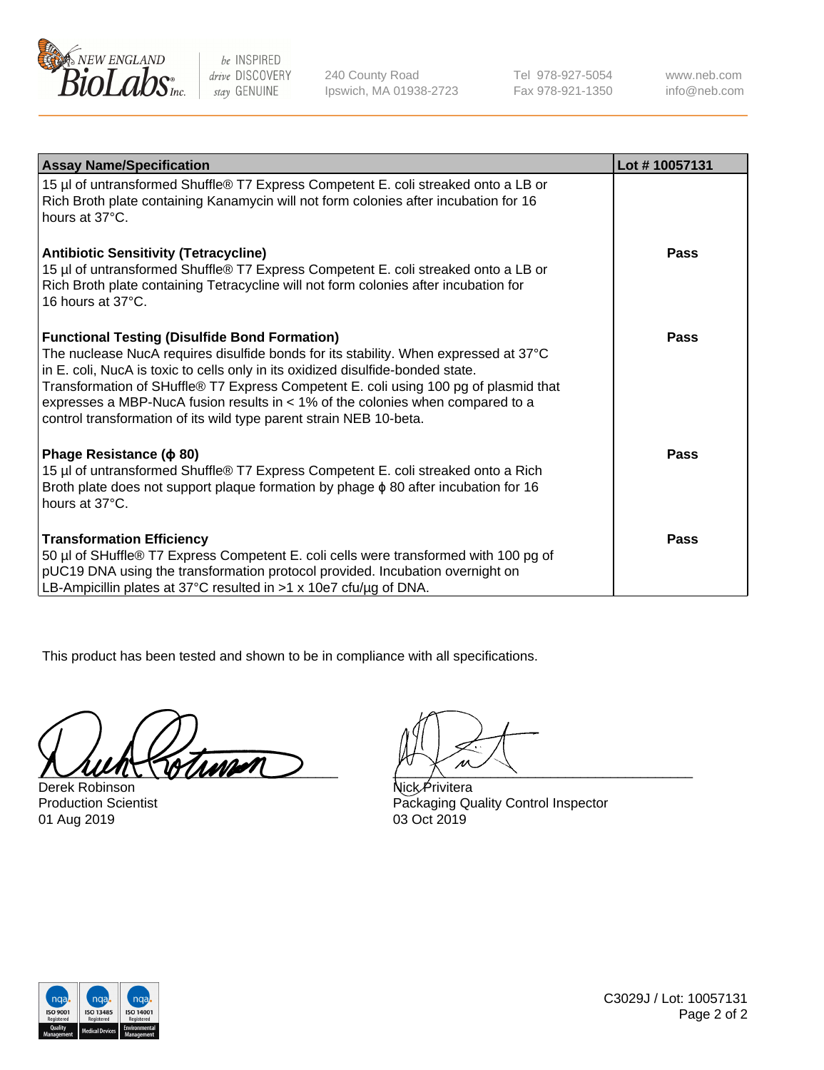| Assay Name/Specification | Lot # 10057131 |
|---|---|
| 15 µl of untransformed Shuffle® T7 Express Competent E. coli streaked onto a LB or Rich Broth plate containing Kanamycin will not form colonies after incubation for 16 hours at 37°C. | |
| **Antibiotic Sensitivity (Tetracycline)**<br>15 µl of untransformed Shuffle® T7 Express Competent E. coli streaked onto a LB or Rich Broth plate containing Tetracycline will not form colonies after incubation for 16 hours at 37°C. | **Pass** |
| **Functional Testing (Disulfide Bond Formation)**<br>The nuclease NucA requires disulfide bonds for its stability. When expressed at 37°C in E. coli, NucA is toxic to cells only in its oxidized disulfide-bonded state. Transformation of SHuffle® T7 Express Competent E. coli using 100 pg of plasmid that expresses a MBP-NucA fusion results in < 1% of the colonies when compared to a control transformation of its wild type parent strain NEB 10-beta. | **Pass** |
| **Phage Resistance (ϕ 80)**<br>15 µl of untransformed Shuffle® T7 Express Competent E. coli streaked onto a Rich Broth plate does not support plaque formation by phage ϕ 80 after incubation for 16 hours at 37°C. | **Pass** |
| **Transformation Efficiency**<br>50 µl of SHuffle® T7 Express Competent E. coli cells were transformed with 100 pg of pUC19 DNA using the transformation protocol provided. Incubation overnight on LB-Ampicillin plates at 37°C resulted in >1 x 10e7 cfu/µg of DNA. | **Pass** |

This product has been tested and shown to be in compliance with all specifications.

Derek Robinson
Production Scientist
01 Aug 2019

Nick Privitera
Packaging Quality Control Inspector
03 Oct 2019

C3029J / Lot: 10057131